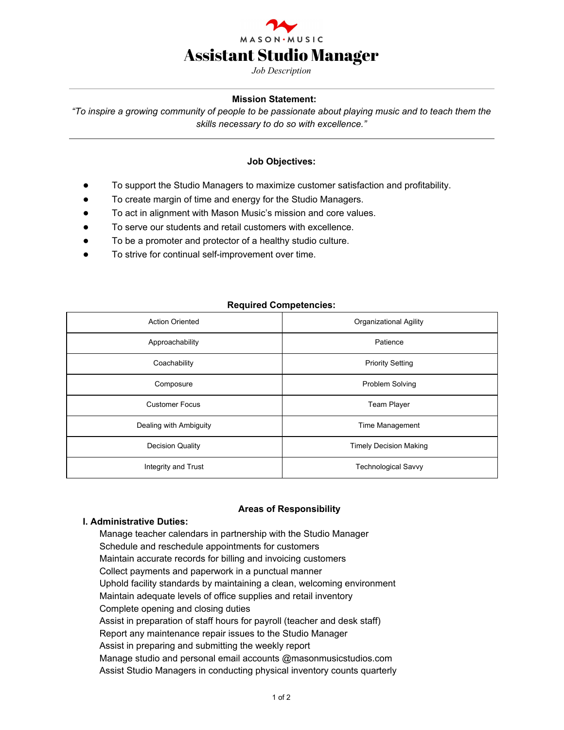MASON • MUSIC

# Assistant Studio Manager

*Job Description*

---

**Mission Statement:**

*"To inspire a growing community of people to be passionate about playing music and to teach them the skills necessary to do so with excellence."*

---

**Job Objectives:**

- To support the Studio Managers to maximize customer satisfaction and profitability.
- To create margin of time and energy for the Studio Managers.
- To act in alignment with Mason Music's mission and core values.
- To serve our students and retail customers with excellence.
- To be a promoter and protector of a healthy studio culture.
- To strive for continual self-improvement over time.

**Required Competencies:**

| | |
|---|---|
| Action Oriented | Organizational Agility |
| Approachability | Patience |
| Coachability | Priority Setting |
| Composure | Problem Solving |
| Customer Focus | Team Player |
| Dealing with Ambiguity | Time Management |
| Decision Quality | Timely Decision Making |
| Integrity and Trust | Technological Savvy |

**Areas of Responsibility**

**I. Administrative Duties:**

Manage teacher calendars in partnership with the Studio Manager
Schedule and reschedule appointments for customers
Maintain accurate records for billing and invoicing customers
Collect payments and paperwork in a punctual manner
Uphold facility standards by maintaining a clean, welcoming environment
Maintain adequate levels of office supplies and retail inventory
Complete opening and closing duties
Assist in preparation of staff hours for payroll (teacher and desk staff)
Report any maintenance repair issues to the Studio Manager
Assist in preparing and submitting the weekly report
Manage studio and personal email accounts @masonmusicstudios.com
Assist Studio Managers in conducting physical inventory counts quarterly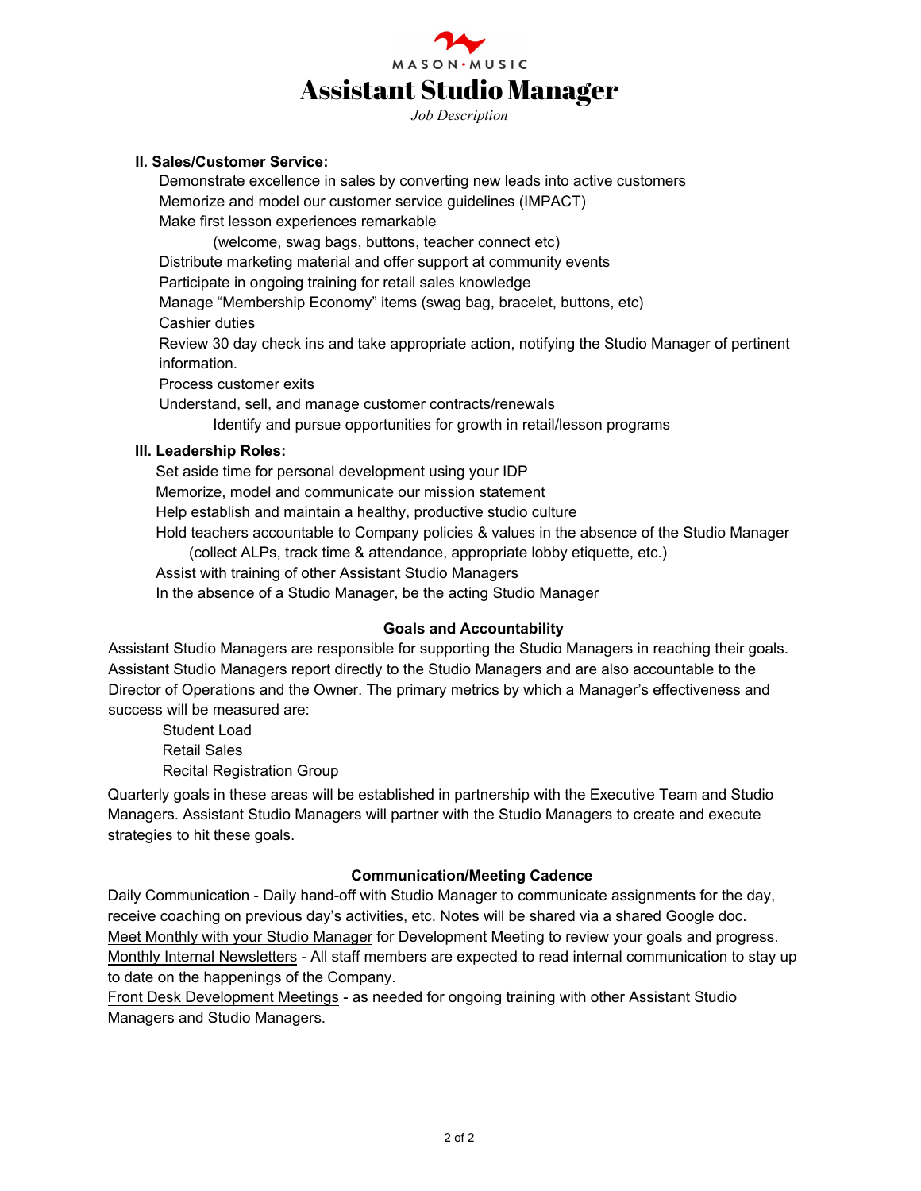# Assistant Studio Manager

*Job Description*

**II. Sales/Customer Service:**

- Demonstrate excellence in sales by converting new leads into active customers
- Memorize and model our customer service guidelines (IMPACT)
- Make first lesson experiences remarkable
  - (welcome, swag bags, buttons, teacher connect etc)
- Distribute marketing material and offer support at community events
- Participate in ongoing training for retail sales knowledge
- Manage "Membership Economy" items (swag bag, bracelet, buttons, etc)
- Cashier duties
- Review 30 day check ins and take appropriate action, notifying the Studio Manager of pertinent information.
- Process customer exits
- Understand, sell, and manage customer contracts/renewals
  - Identify and pursue opportunities for growth in retail/lesson programs

**III. Leadership Roles:**

- Set aside time for personal development using your IDP
- Memorize, model and communicate our mission statement
- Help establish and maintain a healthy, productive studio culture
- Hold teachers accountable to Company policies & values in the absence of the Studio Manager
  - (collect ALPs, track time & attendance, appropriate lobby etiquette, etc.)
- Assist with training of other Assistant Studio Managers
- In the absence of a Studio Manager, be the acting Studio Manager

## Goals and Accountability

Assistant Studio Managers are responsible for supporting the Studio Managers in reaching their goals. Assistant Studio Managers report directly to the Studio Managers and are also accountable to the Director of Operations and the Owner. The primary metrics by which a Manager's effectiveness and success will be measured are:

- Student Load
- Retail Sales
- Recital Registration Group

Quarterly goals in these areas will be established in partnership with the Executive Team and Studio Managers. Assistant Studio Managers will partner with the Studio Managers to create and execute strategies to hit these goals.

## Communication/Meeting Cadence

Daily Communication - Daily hand-off with Studio Manager to communicate assignments for the day, receive coaching on previous day's activities, etc. Notes will be shared via a shared Google doc.

Meet Monthly with your Studio Manager for Development Meeting to review your goals and progress.

Monthly Internal Newsletters - All staff members are expected to read internal communication to stay up to date on the happenings of the Company.

Front Desk Development Meetings - as needed for ongoing training with other Assistant Studio Managers and Studio Managers.